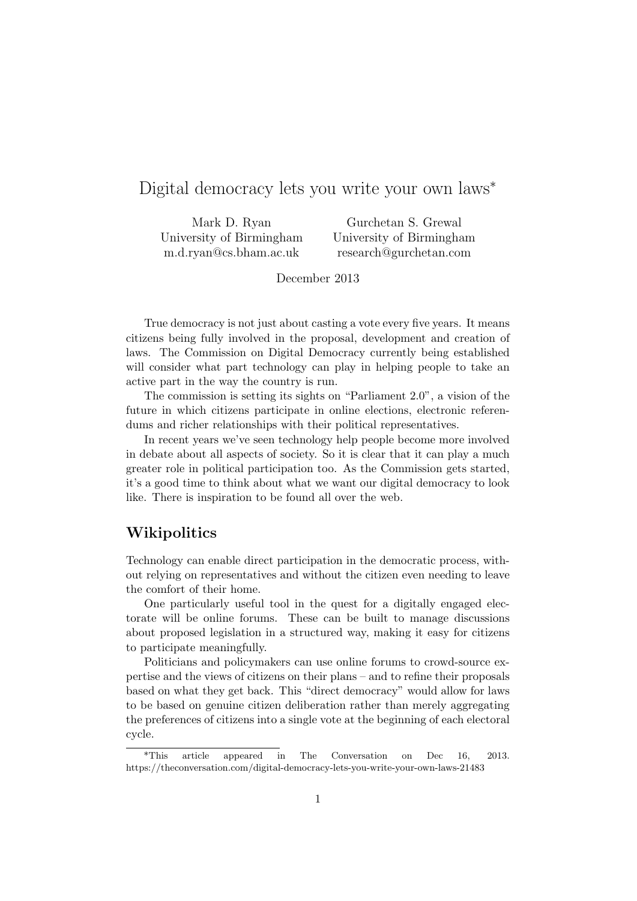# Digital democracy lets you write your own laws*

Mark D. Ryan
University of Birmingham
m.d.ryan@cs.bham.ac.uk

Gurchetan S. Grewal
University of Birmingham
research@gurchetan.com

December 2013

True democracy is not just about casting a vote every five years. It means citizens being fully involved in the proposal, development and creation of laws. The Commission on Digital Democracy currently being established will consider what part technology can play in helping people to take an active part in the way the country is run.

The commission is setting its sights on "Parliament 2.0", a vision of the future in which citizens participate in online elections, electronic referendums and richer relationships with their political representatives.

In recent years we've seen technology help people become more involved in debate about all aspects of society. So it is clear that it can play a much greater role in political participation too. As the Commission gets started, it's a good time to think about what we want our digital democracy to look like. There is inspiration to be found all over the web.

## Wikipolitics

Technology can enable direct participation in the democratic process, without relying on representatives and without the citizen even needing to leave the comfort of their home.

One particularly useful tool in the quest for a digitally engaged electorate will be online forums. These can be built to manage discussions about proposed legislation in a structured way, making it easy for citizens to participate meaningfully.

Politicians and policymakers can use online forums to crowd-source expertise and the views of citizens on their plans – and to refine their proposals based on what they get back. This "direct democracy" would allow for laws to be based on genuine citizen deliberation rather than merely aggregating the preferences of citizens into a single vote at the beginning of each electoral cycle.

*This article appeared in The Conversation on Dec 16, 2013. https://theconversation.com/digital-democracy-lets-you-write-your-own-laws-21483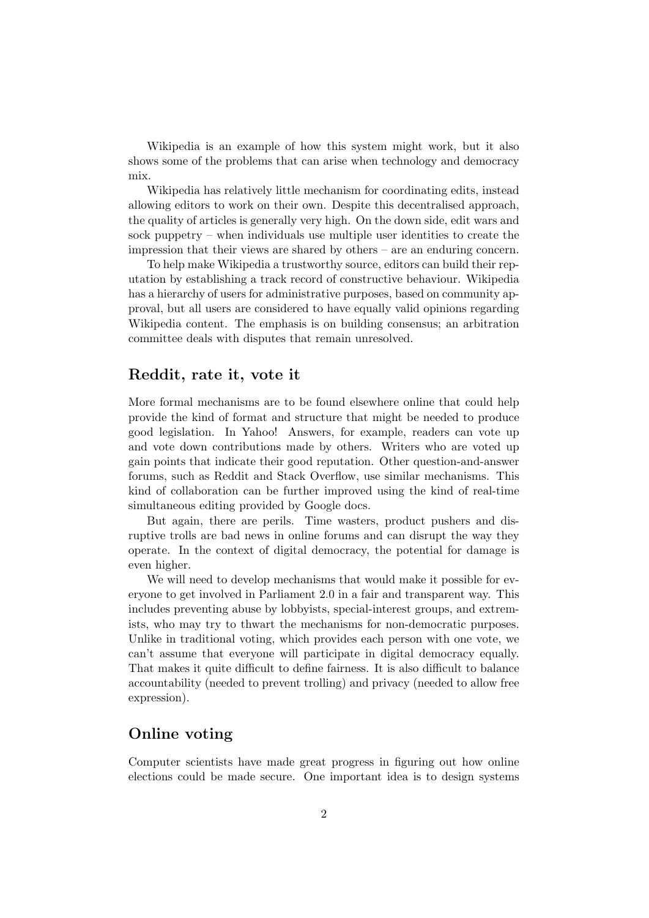Wikipedia is an example of how this system might work, but it also shows some of the problems that can arise when technology and democracy mix.

Wikipedia has relatively little mechanism for coordinating edits, instead allowing editors to work on their own. Despite this decentralised approach, the quality of articles is generally very high. On the down side, edit wars and sock puppetry – when individuals use multiple user identities to create the impression that their views are shared by others – are an enduring concern.

To help make Wikipedia a trustworthy source, editors can build their reputation by establishing a track record of constructive behaviour. Wikipedia has a hierarchy of users for administrative purposes, based on community approval, but all users are considered to have equally valid opinions regarding Wikipedia content. The emphasis is on building consensus; an arbitration committee deals with disputes that remain unresolved.

## Reddit, rate it, vote it

More formal mechanisms are to be found elsewhere online that could help provide the kind of format and structure that might be needed to produce good legislation. In Yahoo! Answers, for example, readers can vote up and vote down contributions made by others. Writers who are voted up gain points that indicate their good reputation. Other question-and-answer forums, such as Reddit and Stack Overflow, use similar mechanisms. This kind of collaboration can be further improved using the kind of real-time simultaneous editing provided by Google docs.

But again, there are perils. Time wasters, product pushers and disruptive trolls are bad news in online forums and can disrupt the way they operate. In the context of digital democracy, the potential for damage is even higher.

We will need to develop mechanisms that would make it possible for everyone to get involved in Parliament 2.0 in a fair and transparent way. This includes preventing abuse by lobbyists, special-interest groups, and extremists, who may try to thwart the mechanisms for non-democratic purposes. Unlike in traditional voting, which provides each person with one vote, we can't assume that everyone will participate in digital democracy equally. That makes it quite difficult to define fairness. It is also difficult to balance accountability (needed to prevent trolling) and privacy (needed to allow free expression).

## Online voting

Computer scientists have made great progress in figuring out how online elections could be made secure. One important idea is to design systems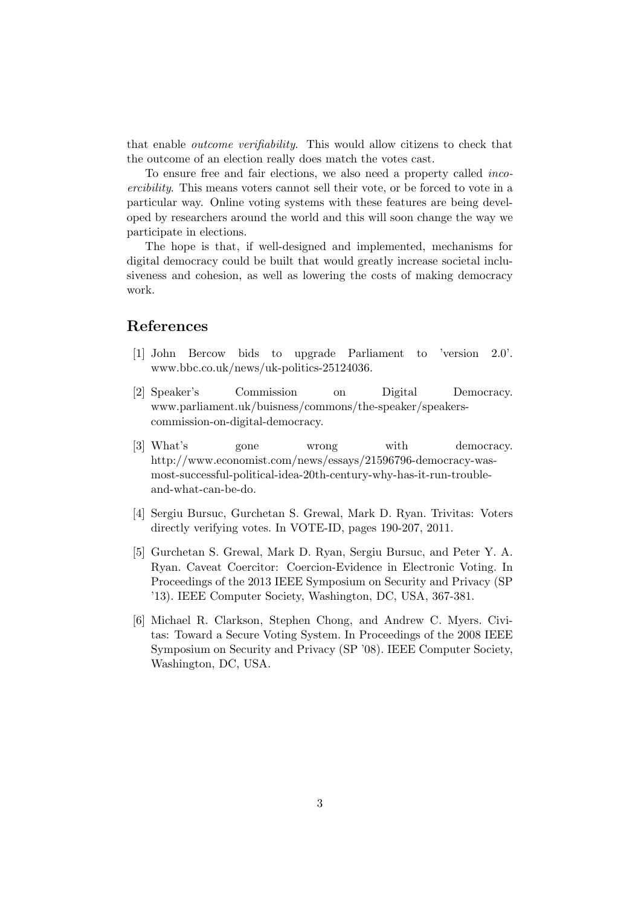that enable *outcome verifiability*. This would allow citizens to check that the outcome of an election really does match the votes cast.

To ensure free and fair elections, we also need a property called *incoercibility*. This means voters cannot sell their vote, or be forced to vote in a particular way. Online voting systems with these features are being developed by researchers around the world and this will soon change the way we participate in elections.

The hope is that, if well-designed and implemented, mechanisms for digital democracy could be built that would greatly increase societal inclusiveness and cohesion, as well as lowering the costs of making democracy work.

## References

[1] John Bercow bids to upgrade Parliament to 'version 2.0'. www.bbc.co.uk/news/uk-politics-25124036.

[2] Speaker's Commission on Digital Democracy. www.parliament.uk/buisness/commons/the-speaker/speakers-commission-on-digital-democracy.

[3] What's gone wrong with democracy. http://www.economist.com/news/essays/21596796-democracy-was-most-successful-political-idea-20th-century-why-has-it-run-trouble-and-what-can-be-do.

[4] Sergiu Bursuc, Gurchetan S. Grewal, Mark D. Ryan. Trivitas: Voters directly verifying votes. In VOTE-ID, pages 190-207, 2011.

[5] Gurchetan S. Grewal, Mark D. Ryan, Sergiu Bursuc, and Peter Y. A. Ryan. Caveat Coercitor: Coercion-Evidence in Electronic Voting. In Proceedings of the 2013 IEEE Symposium on Security and Privacy (SP '13). IEEE Computer Society, Washington, DC, USA, 367-381.

[6] Michael R. Clarkson, Stephen Chong, and Andrew C. Myers. Civitas: Toward a Secure Voting System. In Proceedings of the 2008 IEEE Symposium on Security and Privacy (SP '08). IEEE Computer Society, Washington, DC, USA.